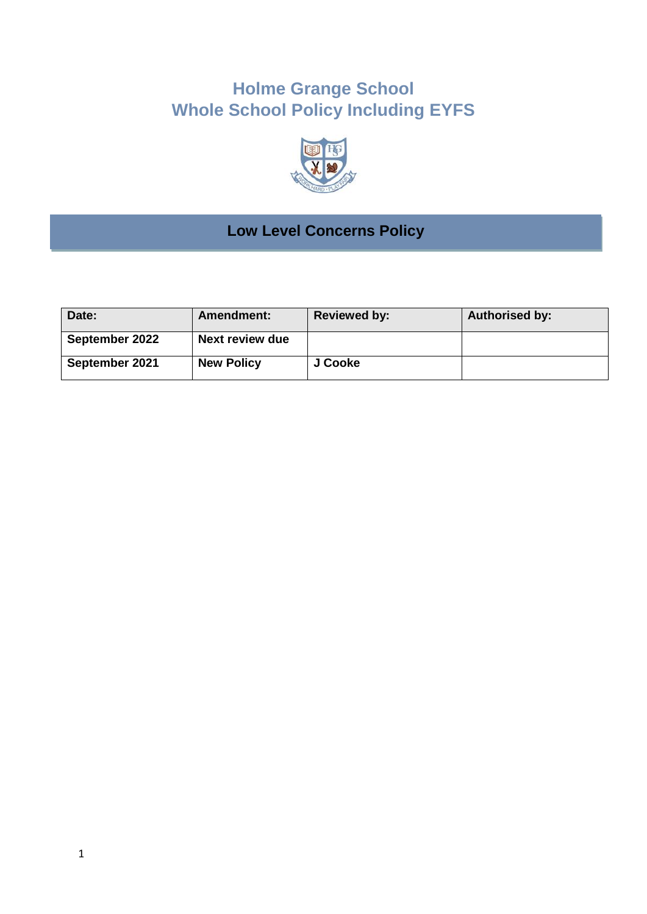# Holme Grange School
# Whole School Policy Including EYFS

## Low Level Concerns Policy

| Date: | Amendment: | Reviewed by: | Authorised by: |
|---|---|---|---|
| September 2022 | Next review due | | |
| September 2021 | New Policy | J Cooke | |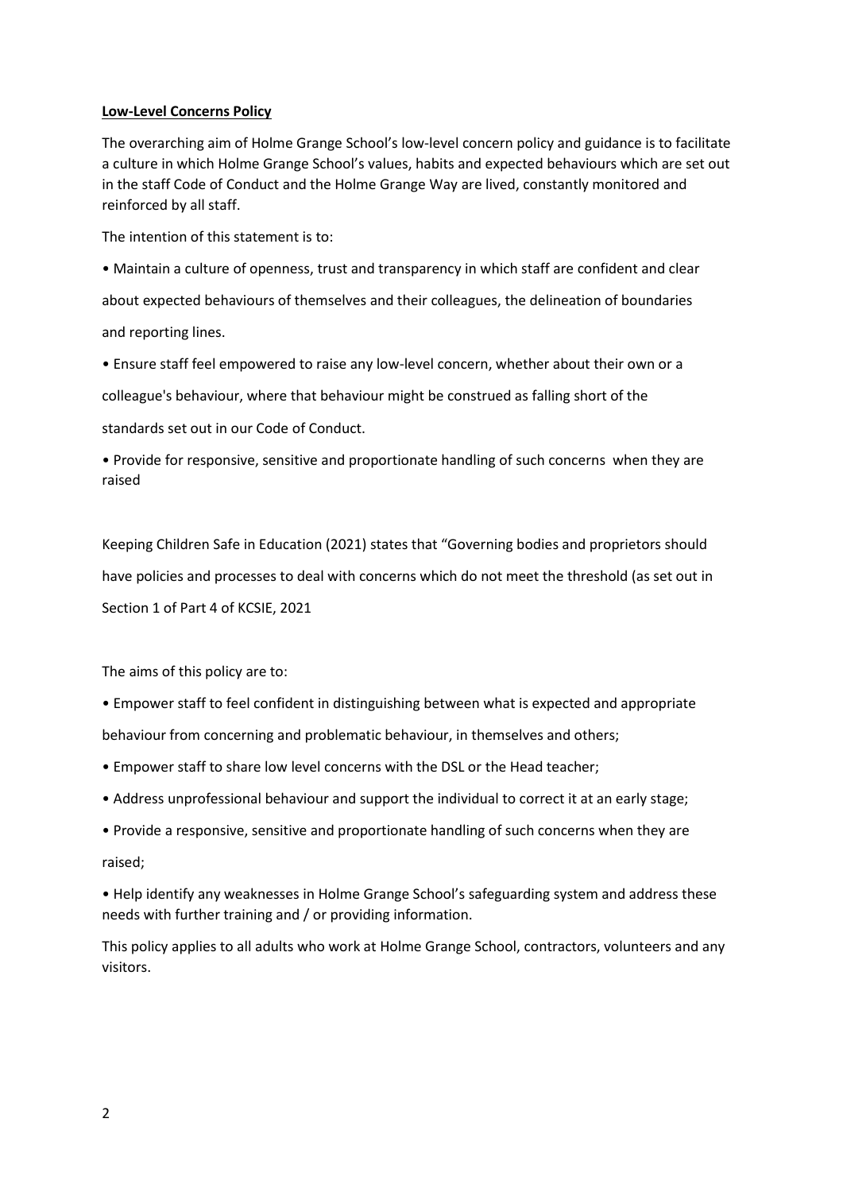**Low-Level Concerns Policy**

The overarching aim of Holme Grange School's low-level concern policy and guidance is to facilitate a culture in which Holme Grange School's values, habits and expected behaviours which are set out in the staff Code of Conduct and the Holme Grange Way are lived, constantly monitored and reinforced by all staff.

The intention of this statement is to:

- Maintain a culture of openness, trust and transparency in which staff are confident and clear about expected behaviours of themselves and their colleagues, the delineation of boundaries and reporting lines.
- Ensure staff feel empowered to raise any low-level concern, whether about their own or a colleague's behaviour, where that behaviour might be construed as falling short of the standards set out in our Code of Conduct.
- Provide for responsive, sensitive and proportionate handling of such concerns when they are raised

Keeping Children Safe in Education (2021) states that "Governing bodies and proprietors should have policies and processes to deal with concerns which do not meet the threshold (as set out in Section 1 of Part 4 of KCSIE, 2021

The aims of this policy are to:

- Empower staff to feel confident in distinguishing between what is expected and appropriate behaviour from concerning and problematic behaviour, in themselves and others;
- Empower staff to share low level concerns with the DSL or the Head teacher;
- Address unprofessional behaviour and support the individual to correct it at an early stage;
- Provide a responsive, sensitive and proportionate handling of such concerns when they are raised;
- Help identify any weaknesses in Holme Grange School's safeguarding system and address these needs with further training and / or providing information.

This policy applies to all adults who work at Holme Grange School, contractors, volunteers and any visitors.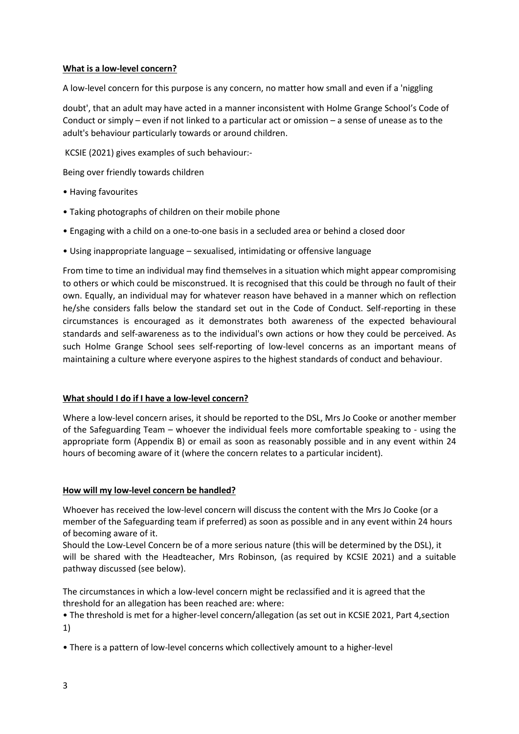**What is a low-level concern?**

A low-level concern for this purpose is any concern, no matter how small and even if a 'niggling doubt', that an adult may have acted in a manner inconsistent with Holme Grange School's Code of Conduct or simply – even if not linked to a particular act or omission – a sense of unease as to the adult's behaviour particularly towards or around children.

KCSIE (2021) gives examples of such behaviour:-

Being over friendly towards children

- Having favourites
- Taking photographs of children on their mobile phone
- Engaging with a child on a one-to-one basis in a secluded area or behind a closed door
- Using inappropriate language – sexualised, intimidating or offensive language

From time to time an individual may find themselves in a situation which might appear compromising to others or which could be misconstrued. It is recognised that this could be through no fault of their own. Equally, an individual may for whatever reason have behaved in a manner which on reflection he/she considers falls below the standard set out in the Code of Conduct. Self-reporting in these circumstances is encouraged as it demonstrates both awareness of the expected behavioural standards and self-awareness as to the individual's own actions or how they could be perceived. As such Holme Grange School sees self-reporting of low-level concerns as an important means of maintaining a culture where everyone aspires to the highest standards of conduct and behaviour.

**What should I do if I have a low-level concern?**

Where a low-level concern arises, it should be reported to the DSL, Mrs Jo Cooke or another member of the Safeguarding Team – whoever the individual feels more comfortable speaking to - using the appropriate form (Appendix B) or email as soon as reasonably possible and in any event within 24 hours of becoming aware of it (where the concern relates to a particular incident).

**How will my low-level concern be handled?**

Whoever has received the low-level concern will discuss the content with the Mrs Jo Cooke (or a member of the Safeguarding team if preferred) as soon as possible and in any event within 24 hours of becoming aware of it.

Should the Low-Level Concern be of a more serious nature (this will be determined by the DSL), it will be shared with the Headteacher, Mrs Robinson, (as required by KCSIE 2021) and a suitable pathway discussed (see below).

The circumstances in which a low-level concern might be reclassified and it is agreed that the threshold for an allegation has been reached are: where:

- The threshold is met for a higher-level concern/allegation (as set out in KCSIE 2021, Part 4,section 1)
- There is a pattern of low-level concerns which collectively amount to a higher-level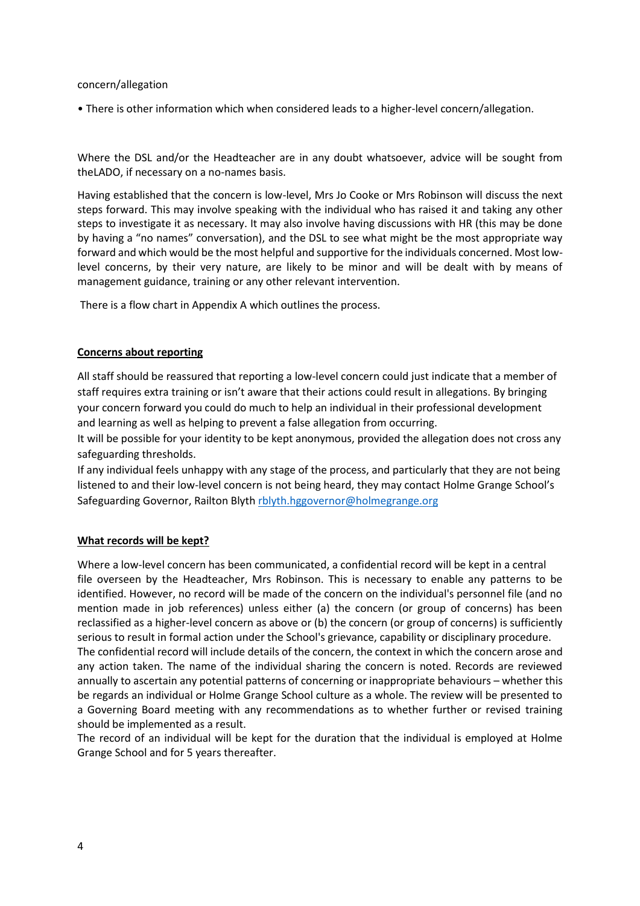concern/allegation

- There is other information which when considered leads to a higher-level concern/allegation.

Where the DSL and/or the Headteacher are in any doubt whatsoever, advice will be sought from theLADO, if necessary on a no-names basis.

Having established that the concern is low-level, Mrs Jo Cooke or Mrs Robinson will discuss the next steps forward. This may involve speaking with the individual who has raised it and taking any other steps to investigate it as necessary. It may also involve having discussions with HR (this may be done by having a "no names" conversation), and the DSL to see what might be the most appropriate way forward and which would be the most helpful and supportive for the individuals concerned. Most low-level concerns, by their very nature, are likely to be minor and will be dealt with by means of management guidance, training or any other relevant intervention.

There is a flow chart in Appendix A which outlines the process.

**Concerns about reporting**

All staff should be reassured that reporting a low-level concern could just indicate that a member of staff requires extra training or isn't aware that their actions could result in allegations. By bringing your concern forward you could do much to help an individual in their professional development and learning as well as helping to prevent a false allegation from occurring.

It will be possible for your identity to be kept anonymous, provided the allegation does not cross any safeguarding thresholds.

If any individual feels unhappy with any stage of the process, and particularly that they are not being listened to and their low-level concern is not being heard, they may contact Holme Grange School's Safeguarding Governor, Railton Blyth rblyth.hggovernor@holmegrange.org

**What records will be kept?**

Where a low-level concern has been communicated, a confidential record will be kept in a central file overseen by the Headteacher, Mrs Robinson. This is necessary to enable any patterns to be identified. However, no record will be made of the concern on the individual's personnel file (and no mention made in job references) unless either (a) the concern (or group of concerns) has been reclassified as a higher-level concern as above or (b) the concern (or group of concerns) is sufficiently serious to result in formal action under the School's grievance, capability or disciplinary procedure.

The confidential record will include details of the concern, the context in which the concern arose and any action taken. The name of the individual sharing the concern is noted. Records are reviewed annually to ascertain any potential patterns of concerning or inappropriate behaviours – whether this be regards an individual or Holme Grange School culture as a whole. The review will be presented to a Governing Board meeting with any recommendations as to whether further or revised training should be implemented as a result.

The record of an individual will be kept for the duration that the individual is employed at Holme Grange School and for 5 years thereafter.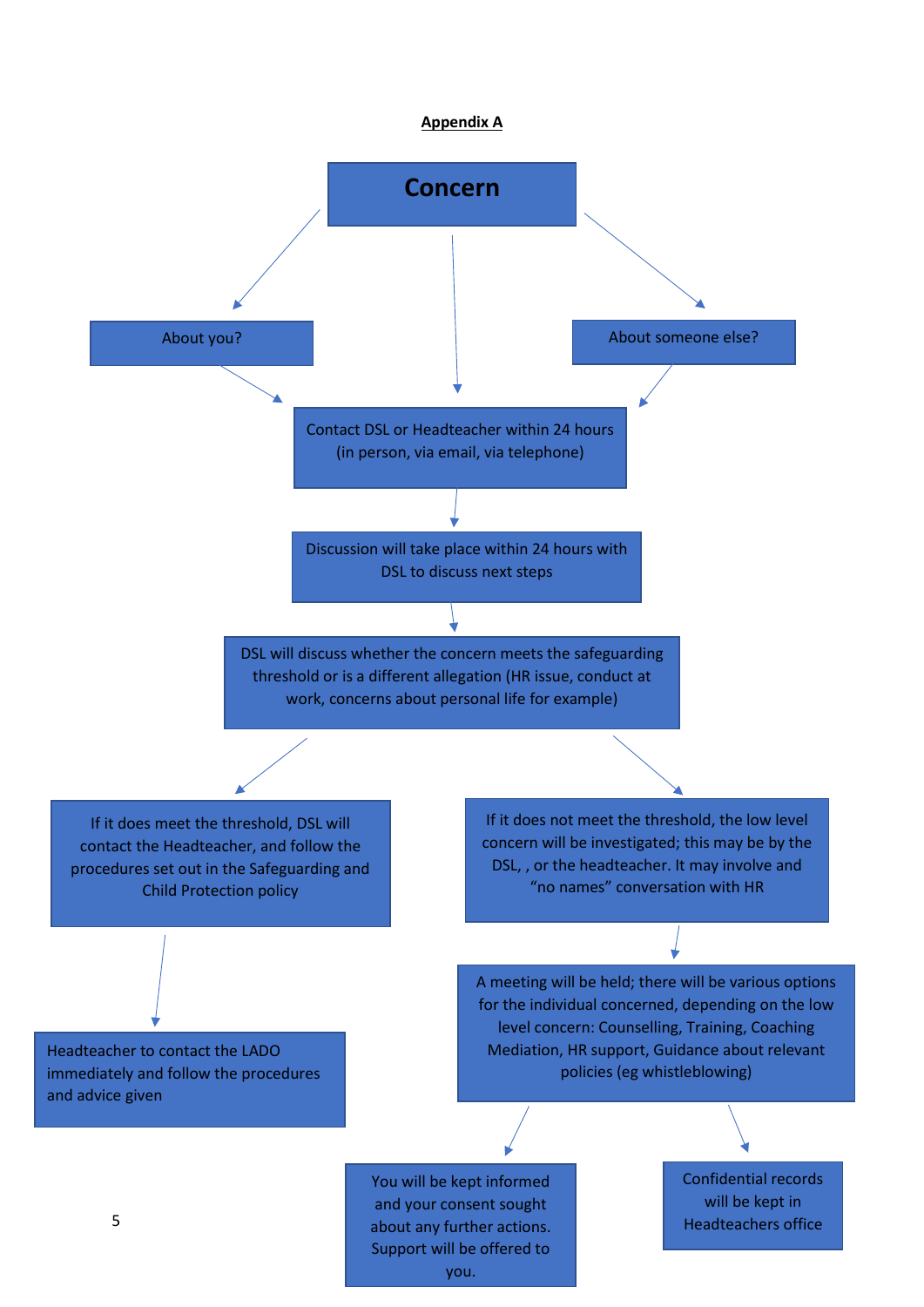## Appendix A

**Concern**

- About you?
- About someone else?

Contact DSL or Headteacher within 24 hours (in person, via email, via telephone)

Discussion will take place within 24 hours with DSL to discuss next steps

DSL will discuss whether the concern meets the safeguarding threshold or is a different allegation (HR issue, conduct at work, concerns about personal life for example)

If it does meet the threshold, DSL will contact the Headteacher, and follow the procedures set out in the Safeguarding and Child Protection policy

Headteacher to contact the LADO immediately and follow the procedures and advice given

If it does not meet the threshold, the low level concern will be investigated; this may be by the DSL, , or the headteacher. It may involve and "no names" conversation with HR

A meeting will be held; there will be various options for the individual concerned, depending on the low level concern: Counselling, Training, Coaching Mediation, HR support, Guidance about relevant policies (eg whistleblowing)

You will be kept informed and your consent sought about any further actions. Support will be offered to you.

Confidential records will be kept in Headteachers office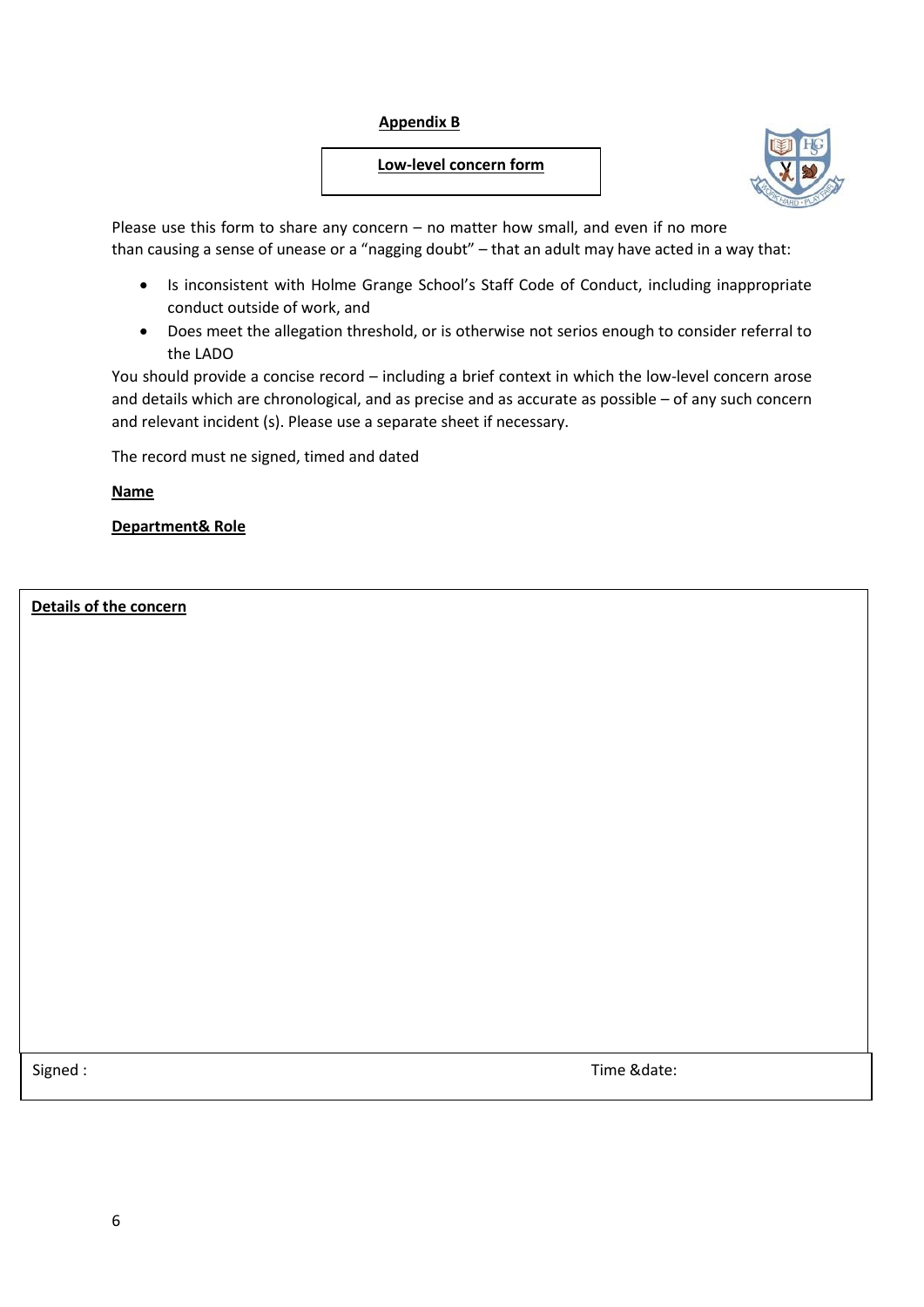**Appendix B**

**Low-level concern form**

Please use this form to share any concern – no matter how small, and even if no more than causing a sense of unease or a "nagging doubt" – that an adult may have acted in a way that:

- Is inconsistent with Holme Grange School's Staff Code of Conduct, including inappropriate conduct outside of work, and
- Does meet the allegation threshold, or is otherwise not serios enough to consider referral to the LADO

You should provide a concise record – including a brief context in which the low-level concern arose and details which are chronological, and as precise and as accurate as possible – of any such concern and relevant incident (s). Please use a separate sheet if necessary.

The record must ne signed, timed and dated

**Name**

**Department& Role**

| **Details of the concern** | |
|---|---|
| | |
| Signed : | Time &date: |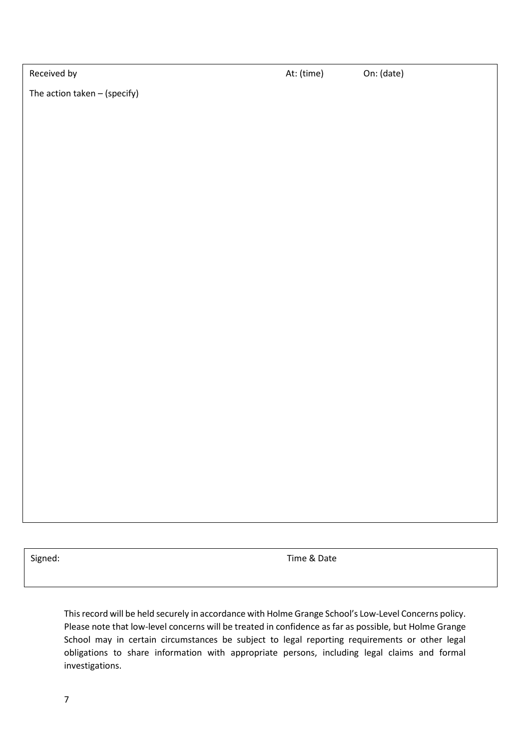| | | |
|---|---|---|
| Received by | At: (time) | On: (date) |
| The action taken – (specify) | | |

| | |
|---|---|
| Signed: | Time & Date |

This record will be held securely in accordance with Holme Grange School's Low-Level Concerns policy. Please note that low-level concerns will be treated in confidence as far as possible, but Holme Grange School may in certain circumstances be subject to legal reporting requirements or other legal obligations to share information with appropriate persons, including legal claims and formal investigations.